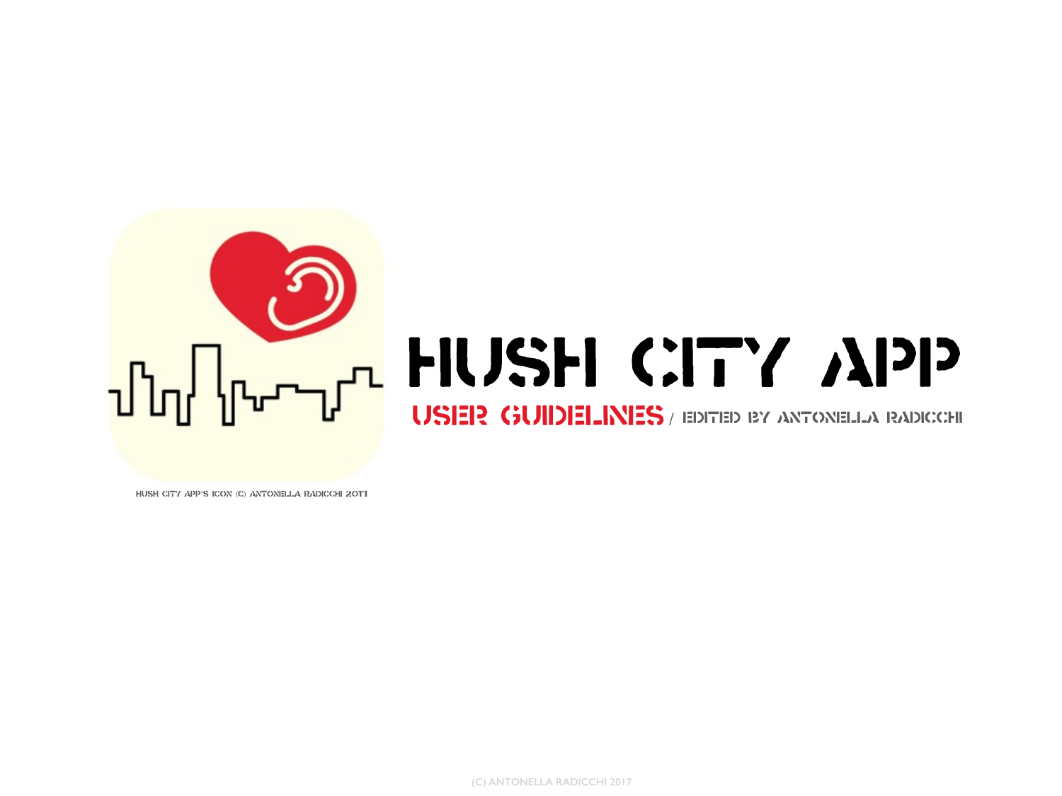# HUSH CITY APP

## USER GUIDELINES / EDITED BY ANTONELLA RADICCHI

HUSH CITY APP'S ICON (C) ANTONELLA RADICCHI 2017

(C) ANTONELLA RADICCHI 2017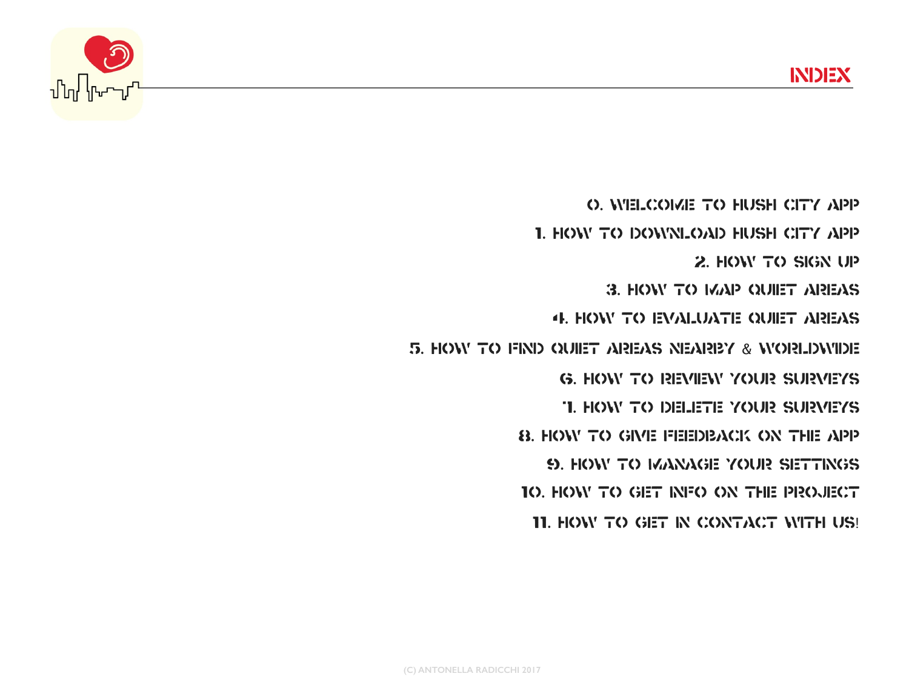# INDEX

0. WELCOME TO HUSH CITY APP
1. HOW TO DOWNLOAD HUSH CITY APP
2. HOW TO SIGN UP
3. HOW TO MAP QUIET AREAS
4. HOW TO EVALUATE QUIET AREAS
5. HOW TO FIND QUIET AREAS NEARBY & WORLDWIDE
6. HOW TO REVIEW YOUR SURVEYS
7. HOW TO DELETE YOUR SURVEYS
8. HOW TO GIVE FEEDBACK ON THE APP
9. HOW TO MANAGE YOUR SETTINGS
10. HOW TO GET INFO ON THE PROJECT
11. HOW TO GET IN CONTACT WITH US!

(C) ANTONELLA RADICCHI 2017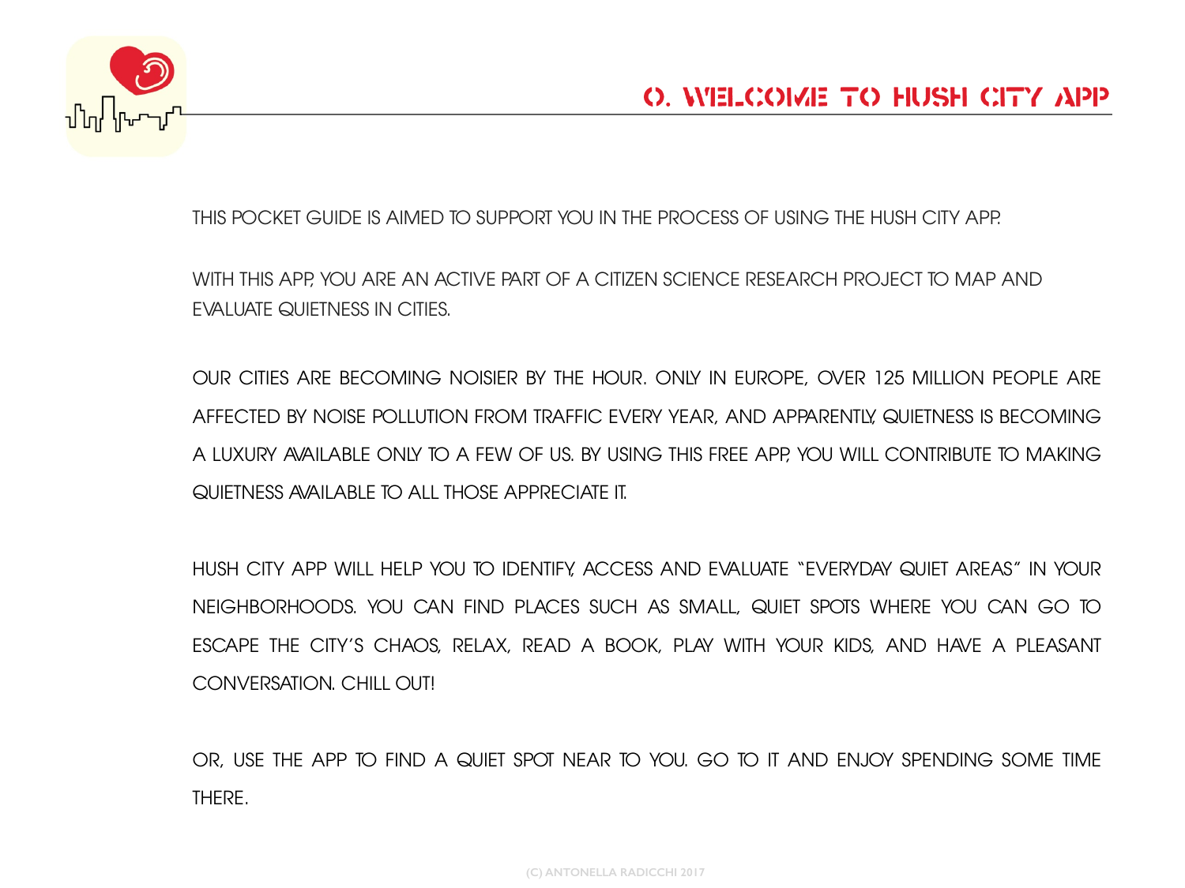# 0. WELCOME TO HUSH CITY APP

THIS POCKET GUIDE IS AIMED TO SUPPORT YOU IN THE PROCESS OF USING THE HUSH CITY APP.

WITH THIS APP, YOU ARE AN ACTIVE PART OF A CITIZEN SCIENCE RESEARCH PROJECT TO MAP AND EVALUATE QUIETNESS IN CITIES.

OUR CITIES ARE BECOMING NOISIER BY THE HOUR. ONLY IN EUROPE, OVER 125 MILLION PEOPLE ARE AFFECTED BY NOISE POLLUTION FROM TRAFFIC EVERY YEAR, AND APPARENTLY, QUIETNESS IS BECOMING A LUXURY AVAILABLE ONLY TO A FEW OF US. BY USING THIS FREE APP, YOU WILL CONTRIBUTE TO MAKING QUIETNESS AVAILABLE TO ALL THOSE APPRECIATE IT.

HUSH CITY APP WILL HELP YOU TO IDENTIFY, ACCESS AND EVALUATE "EVERYDAY QUIET AREAS" IN YOUR NEIGHBORHOODS. YOU CAN FIND PLACES SUCH AS SMALL, QUIET SPOTS WHERE YOU CAN GO TO ESCAPE THE CITY'S CHAOS, RELAX, READ A BOOK, PLAY WITH YOUR KIDS, AND HAVE A PLEASANT CONVERSATION. CHILL OUT!

OR, USE THE APP TO FIND A QUIET SPOT NEAR TO YOU. GO TO IT AND ENJOY SPENDING SOME TIME THERE.

(C) ANTONELLA RADICCHI 2017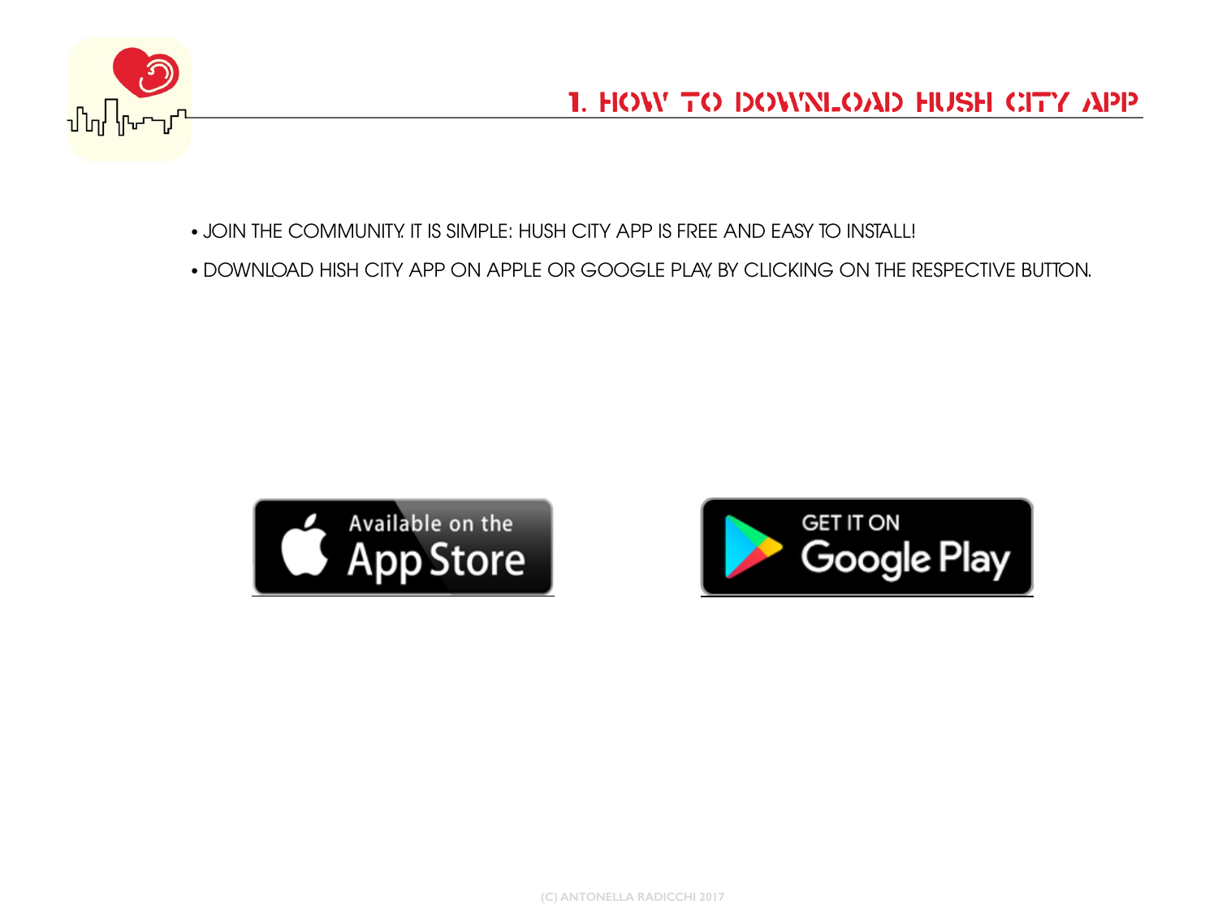## 1. HOW TO DOWNLOAD HUSH CITY APP

- JOIN THE COMMUNITY. IT IS SIMPLE: HUSH CITY APP IS FREE AND EASY TO INSTALL!
- DOWNLOAD HISH CITY APP ON APPLE OR GOOGLE PLAY, BY CLICKING ON THE RESPECTIVE BUTTON.

Available on the App Store

GET IT ON Google Play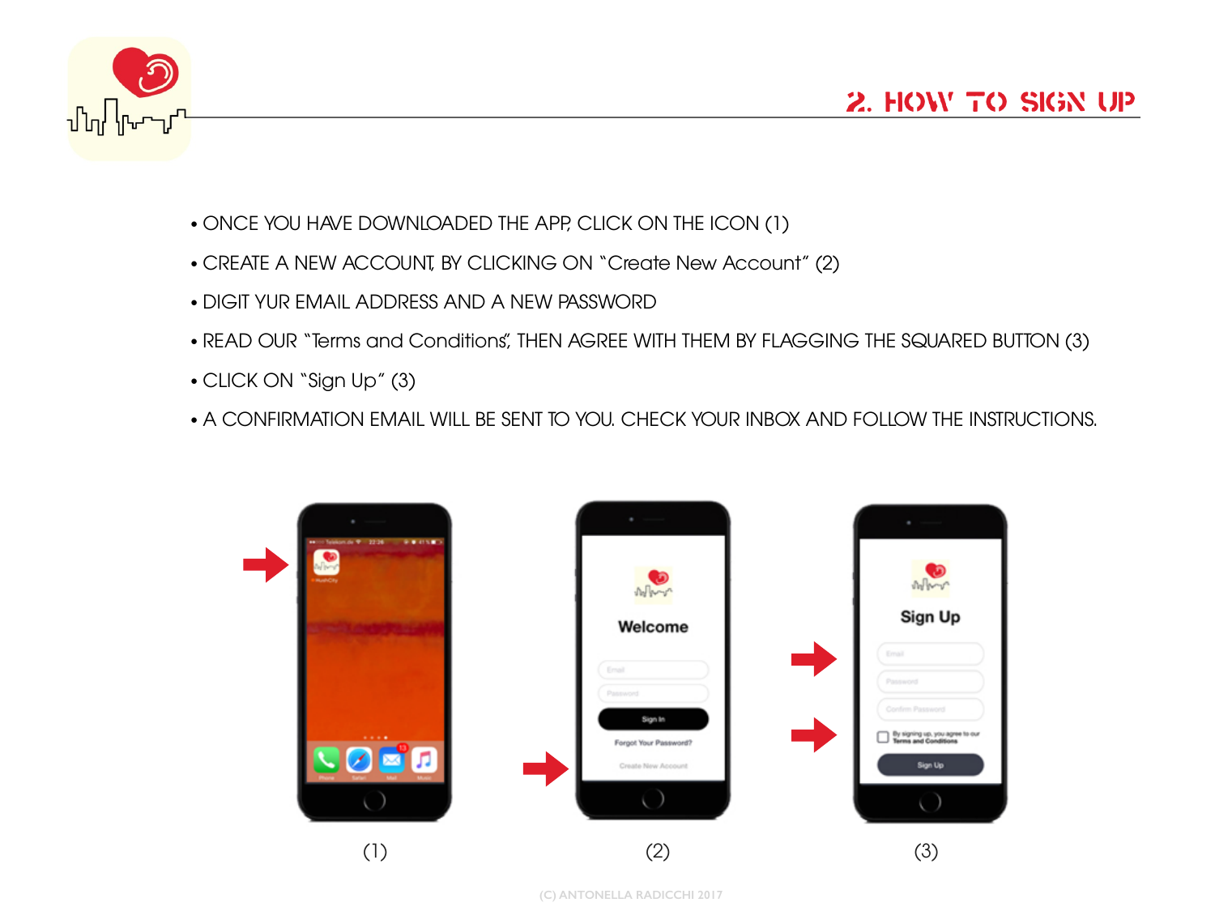## 2. HOW TO SIGN UP

- ONCE YOU HAVE DOWNLOADED THE APP, CLICK ON THE ICON (1)
- CREATE A NEW ACCOUNT, BY CLICKING ON "Create New Account" (2)
- DIGIT YUR EMAIL ADDRESS AND A NEW PASSWORD
- READ OUR "Terms and Conditions", THEN AGREE WITH THEM BY FLAGGING THE SQUARED BUTTON (3)
- CLICK ON "Sign Up" (3)
- A CONFIRMATION EMAIL WILL BE SENT TO YOU. CHECK YOUR INBOX AND FOLLOW THE INSTRUCTIONS.

(1)

(2)

(3)

(C) ANTONELLA RADICCHI 2017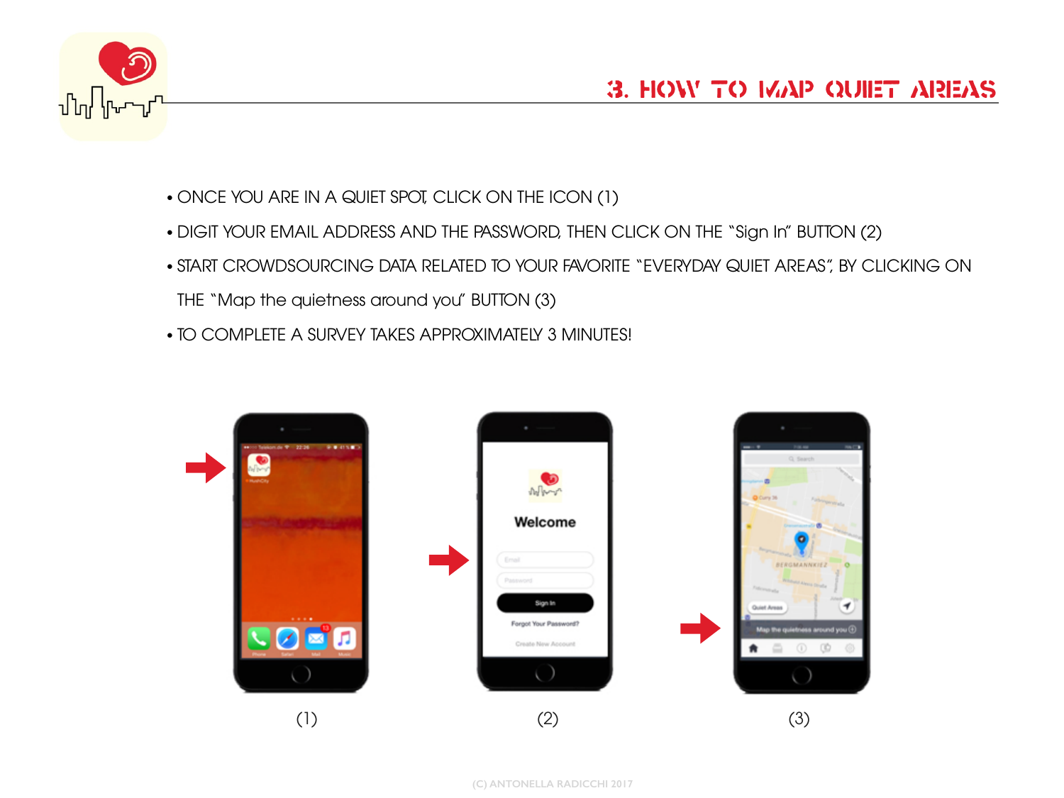# 3. HOW TO MAP QUIET AREAS

- ONCE YOU ARE IN A QUIET SPOT, CLICK ON THE ICON (1)
- DIGIT YOUR EMAIL ADDRESS AND THE PASSWORD, THEN CLICK ON THE "Sign In" BUTTON (2)
- START CROWDSOURCING DATA RELATED TO YOUR FAVORITE "EVERYDAY QUIET AREAS", BY CLICKING ON THE "Map the quietness around you" BUTTON (3)
- TO COMPLETE A SURVEY TAKES APPROXIMATELY 3 MINUTES!

(1)

(2)

(3)

(C) ANTONELLA RADICCHI 2017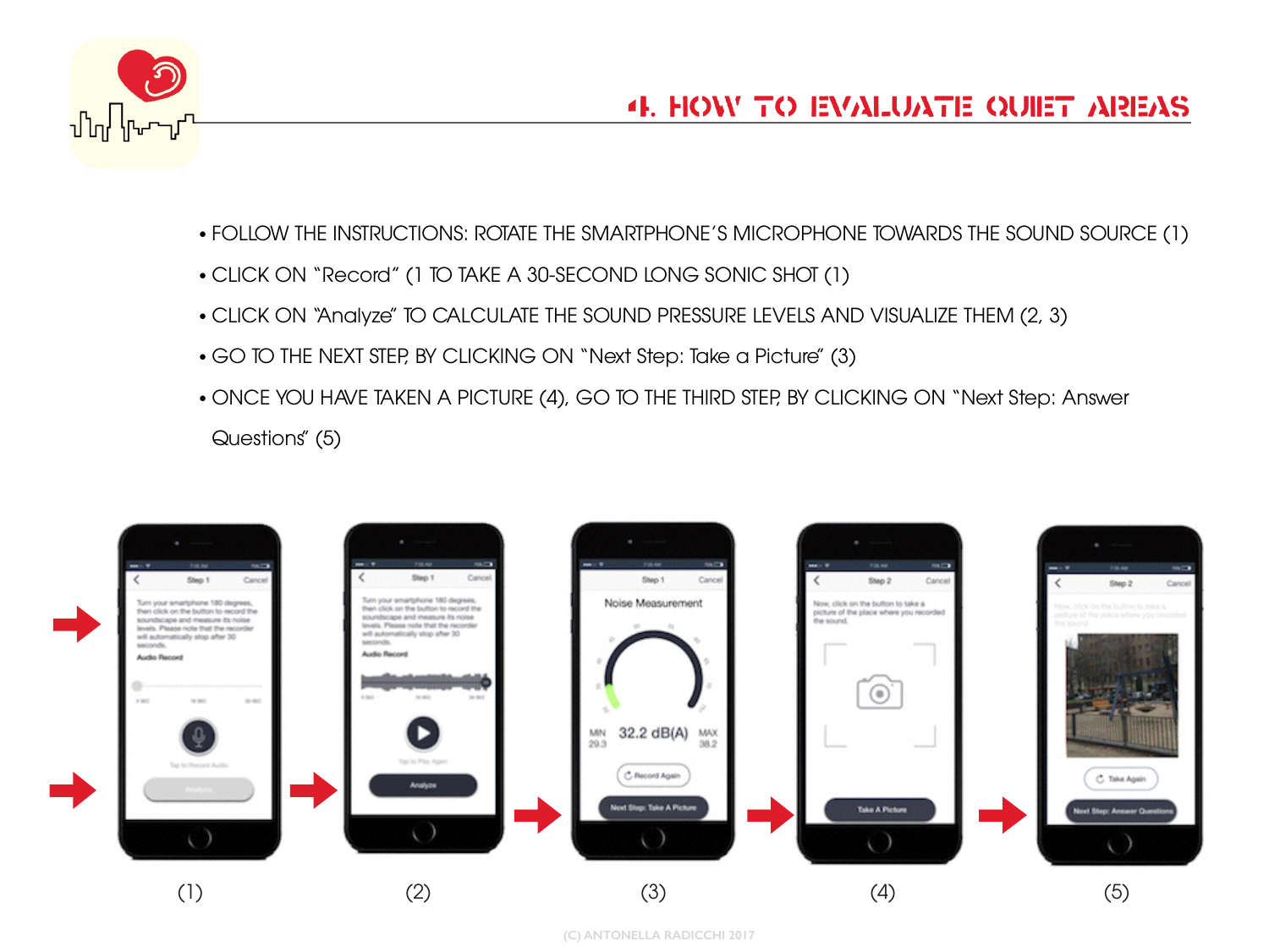## 4. HOW TO EVALUATE QUIET AREAS

- FOLLOW THE INSTRUCTIONS: ROTATE THE SMARTPHONE'S MICROPHONE TOWARDS THE SOUND SOURCE (1)
- CLICK ON "Record" (1 TO TAKE A 30-SECOND LONG SONIC SHOT (1)
- CLICK ON "Analyze" TO CALCULATE THE SOUND PRESSURE LEVELS AND VISUALIZE THEM (2, 3)
- GO TO THE NEXT STEP, BY CLICKING ON "Next Step: Take a Picture" (3)
- ONCE YOU HAVE TAKEN A PICTURE (4), GO TO THE THIRD STEP, BY CLICKING ON "Next Step: Answer Questions" (5)

(1) (2) (3) (4) (5)

(C) ANTONELLA RADICCHI 2017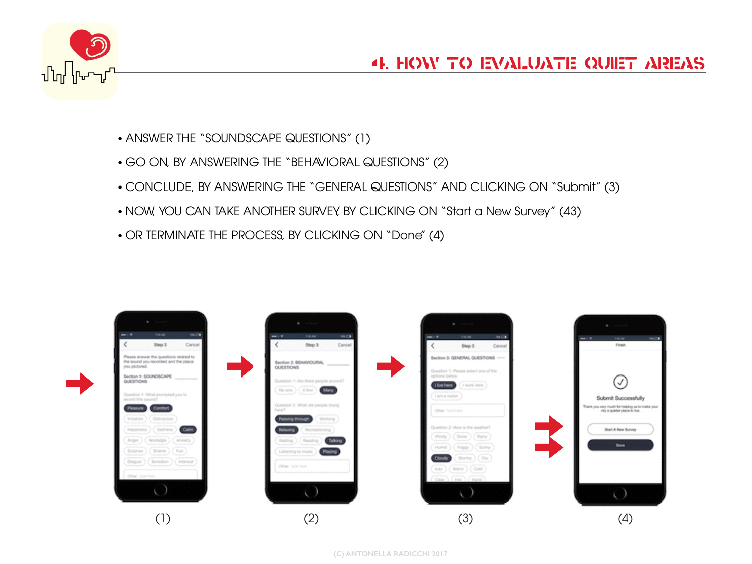## 4. HOW TO EVALUATE QUIET AREAS

- ANSWER THE "SOUNDSCAPE QUESTIONS" (1)
- GO ON, BY ANSWERING THE "BEHAVIORAL QUESTIONS" (2)
- CONCLUDE, BY ANSWERING THE "GENERAL QUESTIONS" AND CLICKING ON "Submit" (3)
- NOW, YOU CAN TAKE ANOTHER SURVEY, BY CLICKING ON "Start a New Survey" (43)
- OR TERMINATE THE PROCESS, BY CLICKING ON "Done" (4)

(1) (2) (3) (4)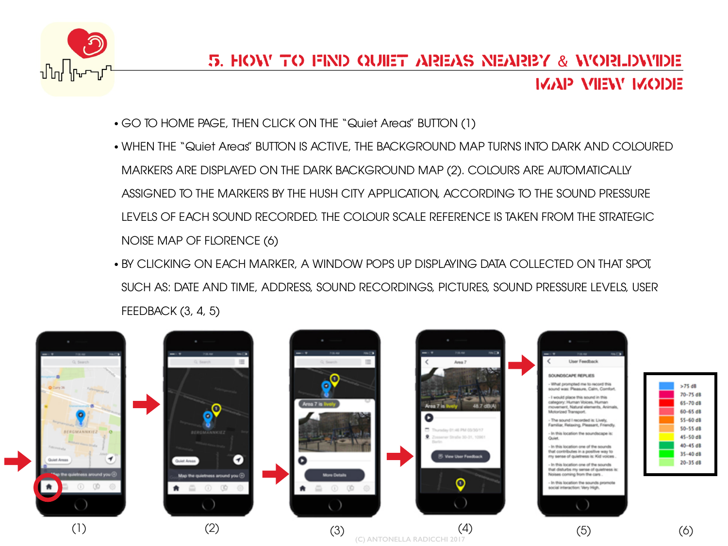# 5. HOW TO FIND QUIET AREAS NEARBY & WORLDWIDE

## MAP VIEW MODE

- GO TO HOME PAGE, THEN CLICK ON THE "Quiet Areas" BUTTON (1)
- WHEN THE "Quiet Areas" BUTTON IS ACTIVE, THE BACKGROUND MAP TURNS INTO DARK AND COLOURED MARKERS ARE DISPLAYED ON THE DARK BACKGROUND MAP (2). COLOURS ARE AUTOMATICALLY ASSIGNED TO THE MARKERS BY THE HUSH CITY APPLICATION, ACCORDING TO THE SOUND PRESSURE LEVELS OF EACH SOUND RECORDED. THE COLOUR SCALE REFERENCE IS TAKEN FROM THE STRATEGIC NOISE MAP OF FLORENCE (6)
- BY CLICKING ON EACH MARKER, A WINDOW POPS UP DISPLAYING DATA COLLECTED ON THAT SPOT, SUCH AS: DATE AND TIME, ADDRESS, SOUND RECORDINGS, PICTURES, SOUND PRESSURE LEVELS, USER FEEDBACK (3, 4, 5)

(1) (2) (3) (4) (5) (6)

| (6) |
| --- |
| >75 dB |
| 70-75 dB |
| 65-70 dB |
| 60-65 dB |
| 55-60 dB |
| 50-55 dB |
| 45-50 dB |
| 40-45 dB |
| 35-40 dB |
| 20-35 dB |

(C) ANTONELLA RADICCHI 2017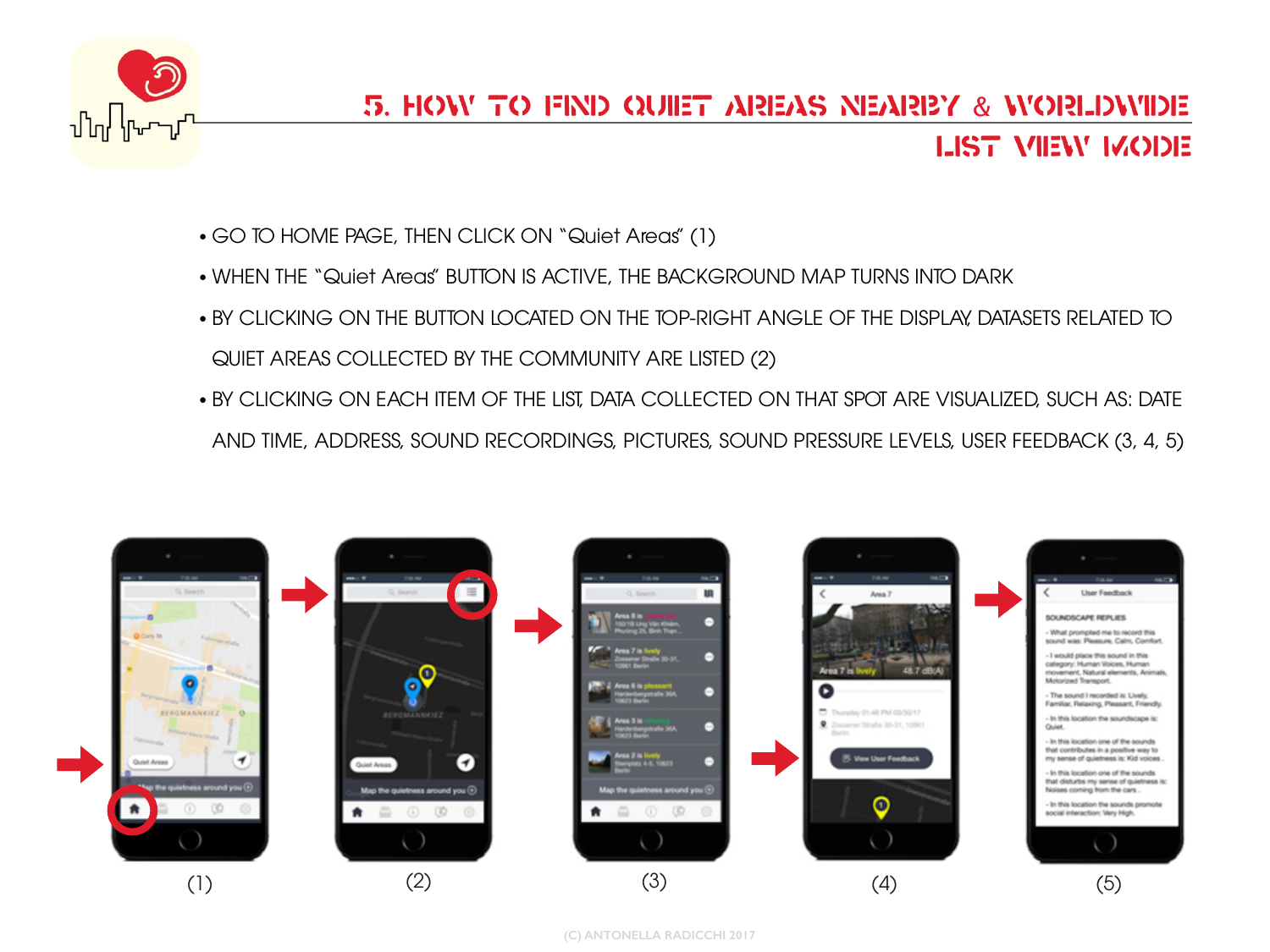# 5. HOW TO FIND QUIET AREAS NEARBY & WORLDWIDE

## LIST VIEW MODE

- GO TO HOME PAGE, THEN CLICK ON "Quiet Areas" (1)
- WHEN THE "Quiet Areas" BUTTON IS ACTIVE, THE BACKGROUND MAP TURNS INTO DARK
- BY CLICKING ON THE BUTTON LOCATED ON THE TOP-RIGHT ANGLE OF THE DISPLAY, DATASETS RELATED TO QUIET AREAS COLLECTED BY THE COMMUNITY ARE LISTED (2)
- BY CLICKING ON EACH ITEM OF THE LIST, DATA COLLECTED ON THAT SPOT ARE VISUALIZED, SUCH AS: DATE AND TIME, ADDRESS, SOUND RECORDINGS, PICTURES, SOUND PRESSURE LEVELS, USER FEEDBACK (3, 4, 5)

(1) (2) (3) (4) (5)

(C) ANTONELLA RADICCHI 2017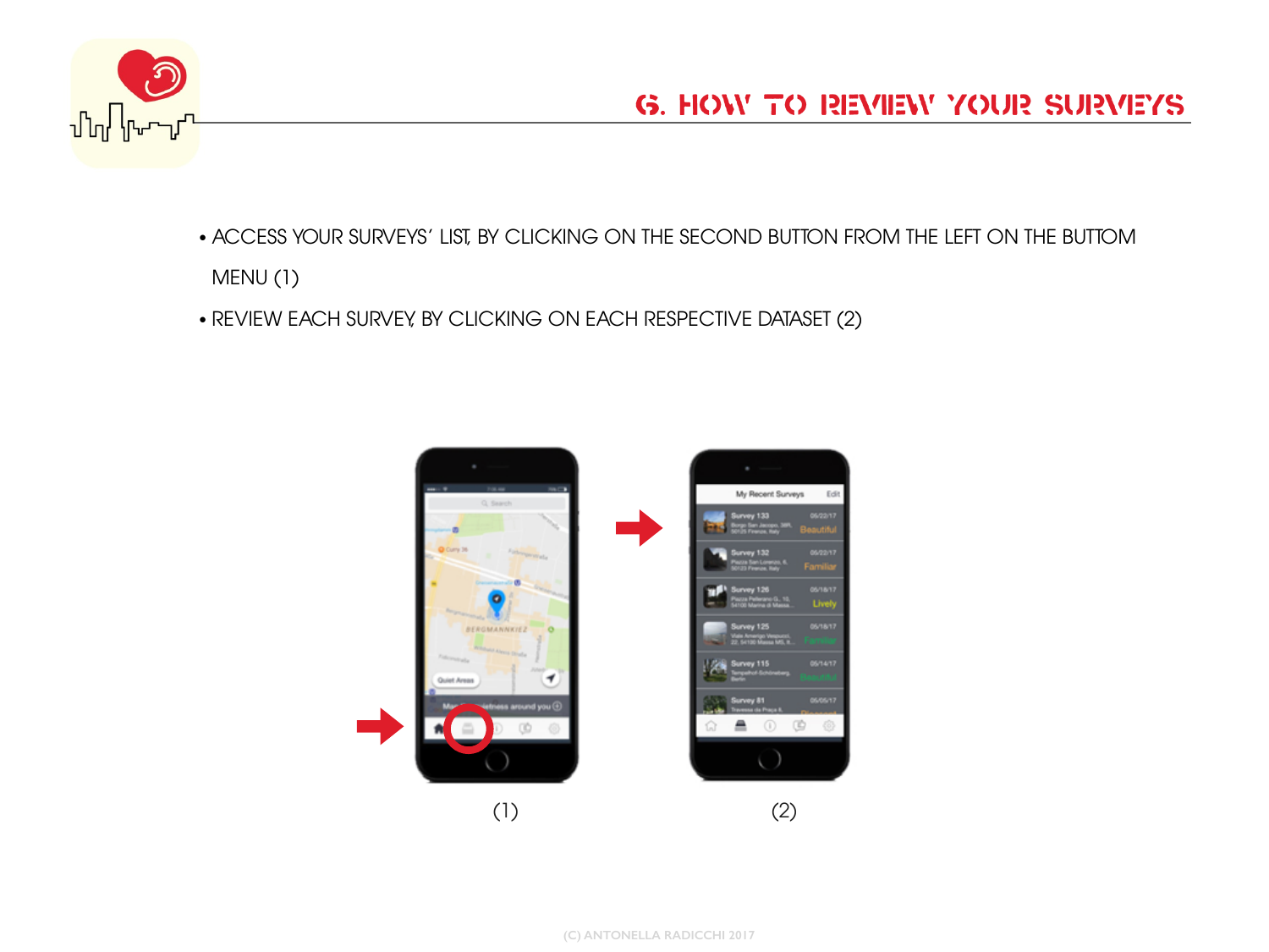# 6. HOW TO REVIEW YOUR SURVEYS

- ACCESS YOUR SURVEYS' LIST, BY CLICKING ON THE SECOND BUTTON FROM THE LEFT ON THE BUTTOM MENU (1)
- REVIEW EACH SURVEY, BY CLICKING ON EACH RESPECTIVE DATASET (2)

(1)

(2)

(C) ANTONELLA RADICCHI 2017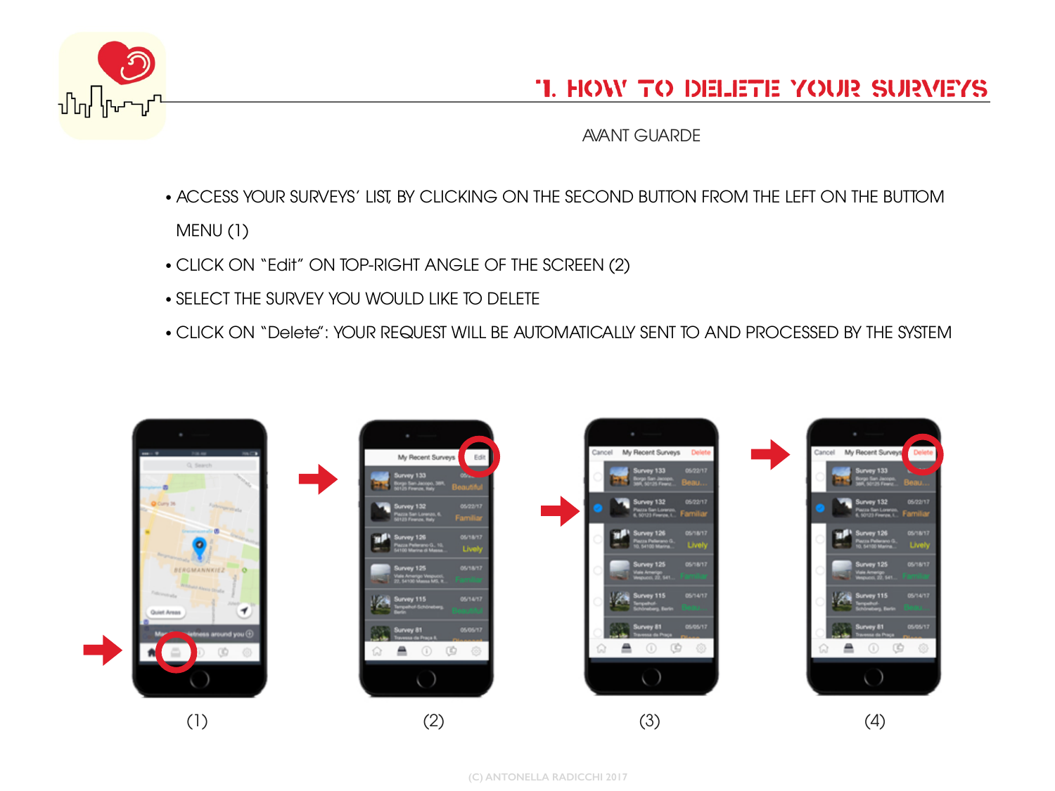# 1. HOW TO DELETE YOUR SURVEYS

AVANT GUARDE

- ACCESS YOUR SURVEYS' LIST, BY CLICKING ON THE SECOND BUTTON FROM THE LEFT ON THE BUTTOM MENU (1)
- CLICK ON "Edit" ON TOP-RIGHT ANGLE OF THE SCREEN (2)
- SELECT THE SURVEY YOU WOULD LIKE TO DELETE
- CLICK ON "Delete": YOUR REQUEST WILL BE AUTOMATICALLY SENT TO AND PROCESSED BY THE SYSTEM

(1) (2) (3) (4)

(C) ANTONELLA RADICCHI 2017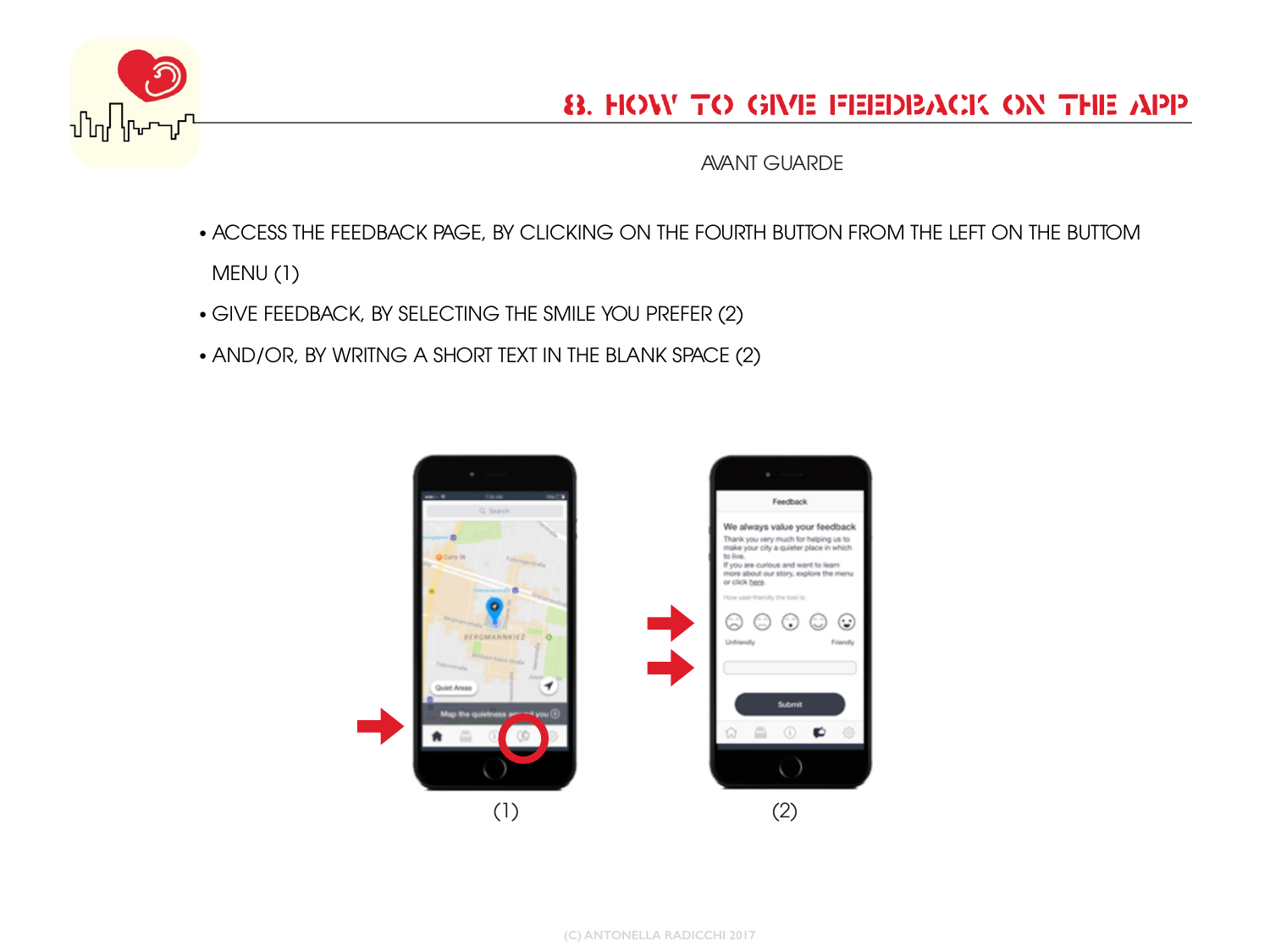# 8. HOW TO GIVE FEEDBACK ON THE APP

AVANT GUARDE

- ACCESS THE FEEDBACK PAGE, BY CLICKING ON THE FOURTH BUTTON FROM THE LEFT ON THE BUTTOM MENU (1)
- GIVE FEEDBACK, BY SELECTING THE SMILE YOU PREFER (2)
- AND/OR, BY WRITNG A SHORT TEXT IN THE BLANK SPACE (2)

(1)

(2)

(C) ANTONELLA RADICCHI 2017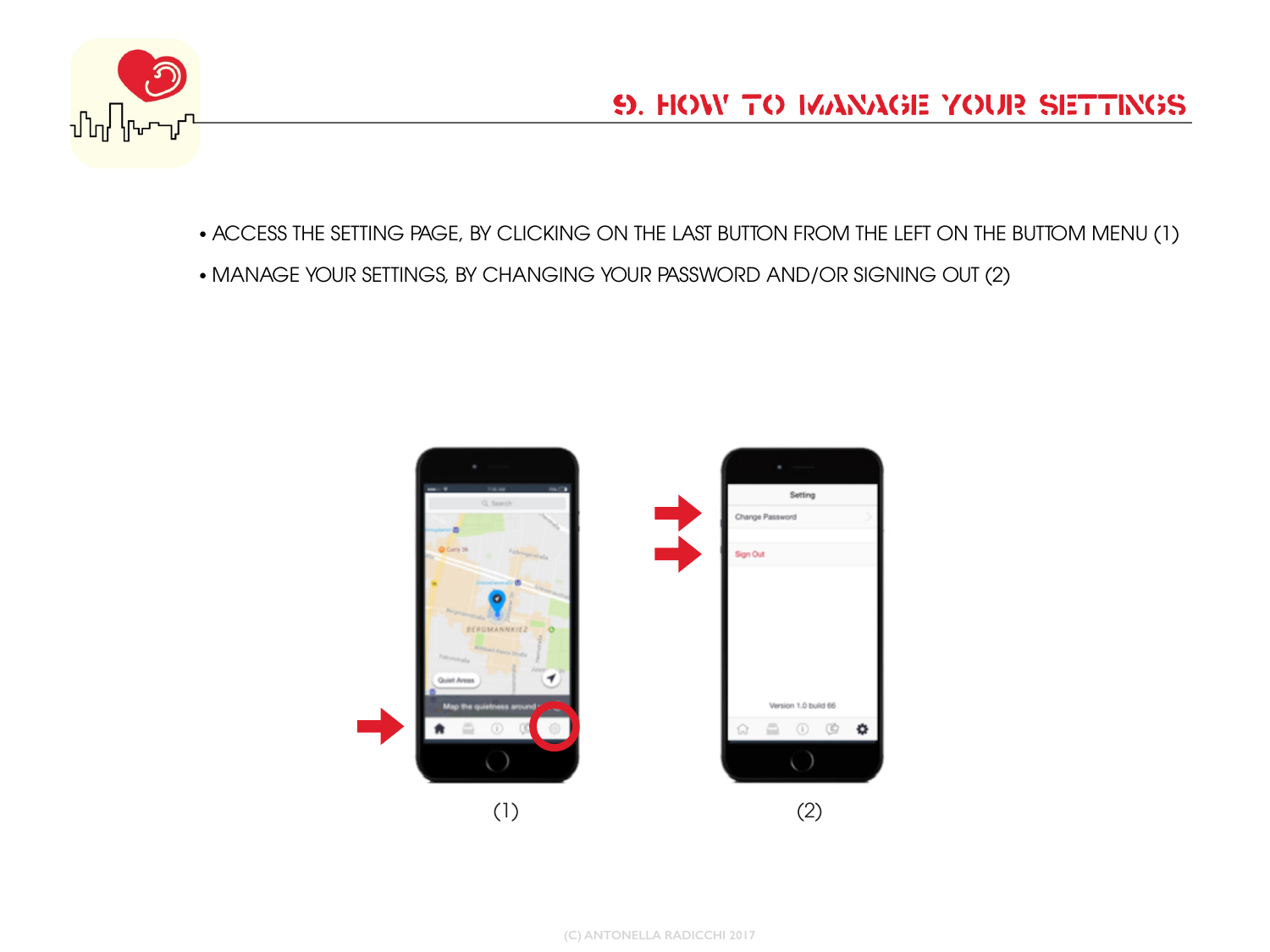# 9. HOW TO MANAGE YOUR SETTINGS

- ACCESS THE SETTING PAGE, BY CLICKING ON THE LAST BUTTON FROM THE LEFT ON THE BUTTOM MENU (1)
- MANAGE YOUR SETTINGS, BY CHANGING YOUR PASSWORD AND/OR SIGNING OUT (2)

(1)

(2)

(C) ANTONELLA RADICCHI 2017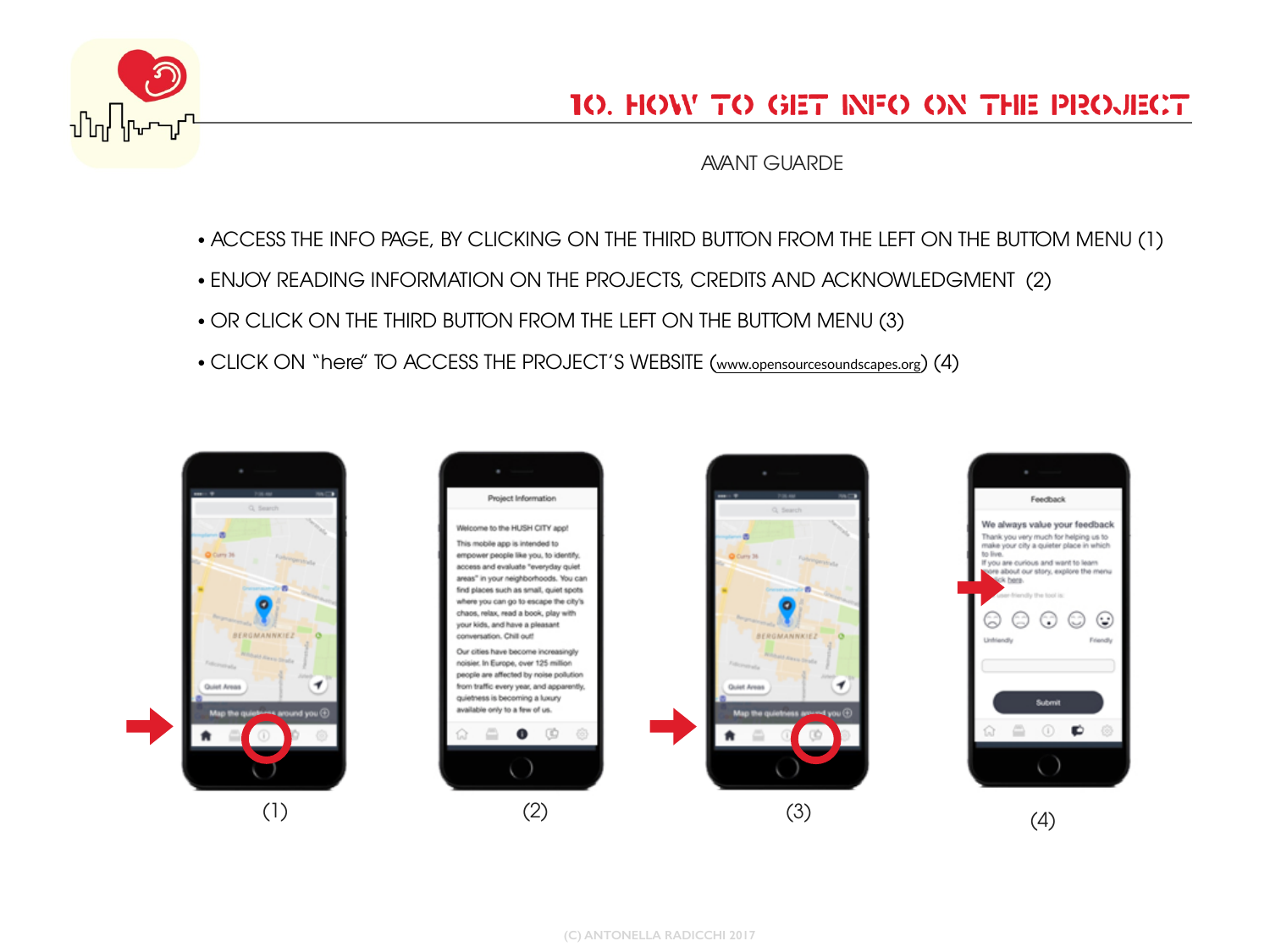# 10. HOW TO GET INFO ON THE PROJECT

AVANT GUARDE

- ACCESS THE INFO PAGE, BY CLICKING ON THE THIRD BUTTON FROM THE LEFT ON THE BUTTOM MENU (1)
- ENJOY READING INFORMATION ON THE PROJECTS, CREDITS AND ACKNOWLEDGMENT (2)
- OR CLICK ON THE THIRD BUTTON FROM THE LEFT ON THE BUTTOM MENU (3)
- CLICK ON "here" TO ACCESS THE PROJECT'S WEBSITE (www.opensourcesoundscapes.org) (4)

(1)

(2)

(3)

(4)

(C) ANTONELLA RADICCHI 2017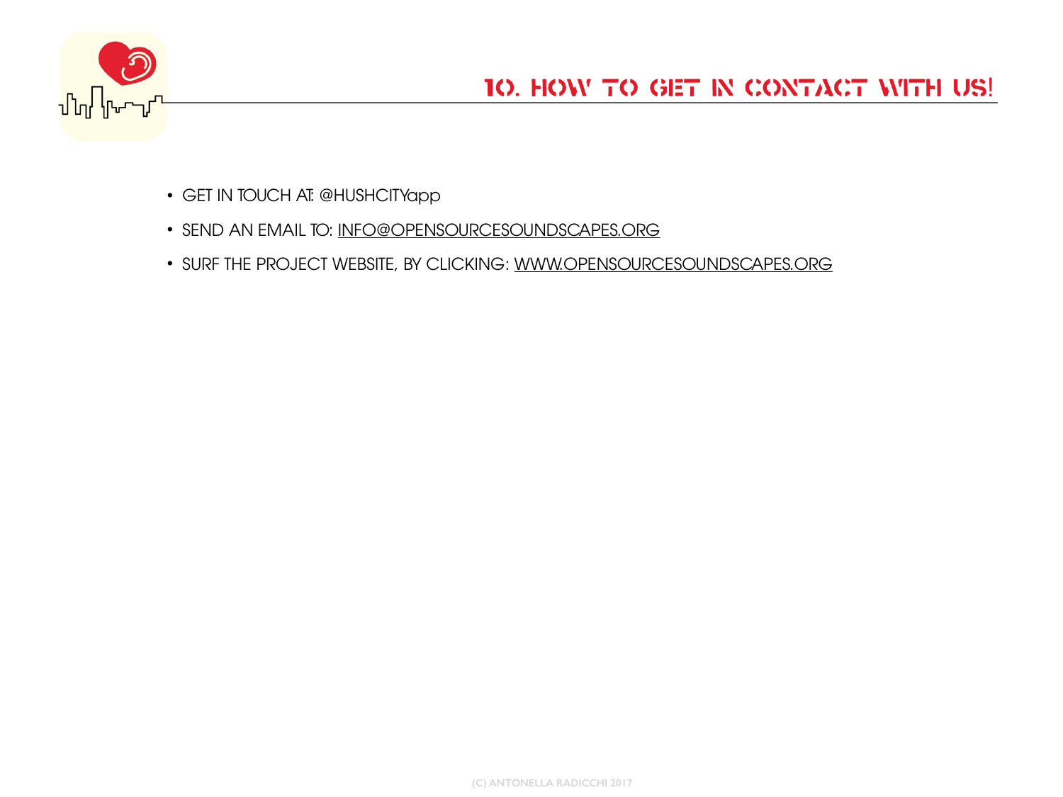# 10. HOW TO GET IN CONTACT WITH US!

- GET IN TOUCH AT: @HUSHCITYapp
- SEND AN EMAIL TO: INFO@OPENSOURCESOUNDSCAPES.ORG
- SURF THE PROJECT WEBSITE, BY CLICKING: WWW.OPENSOURCESOUNDSCAPES.ORG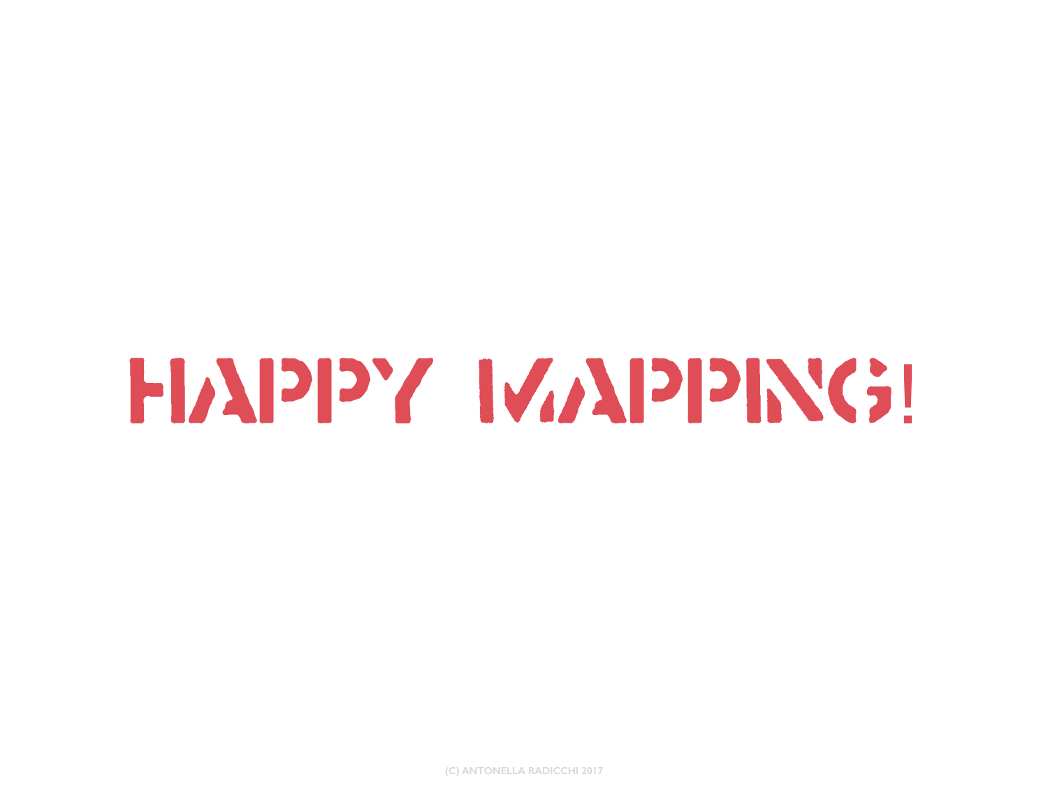# HAPPY MAPPING!

(C) ANTONELLA RADICCHI 2017